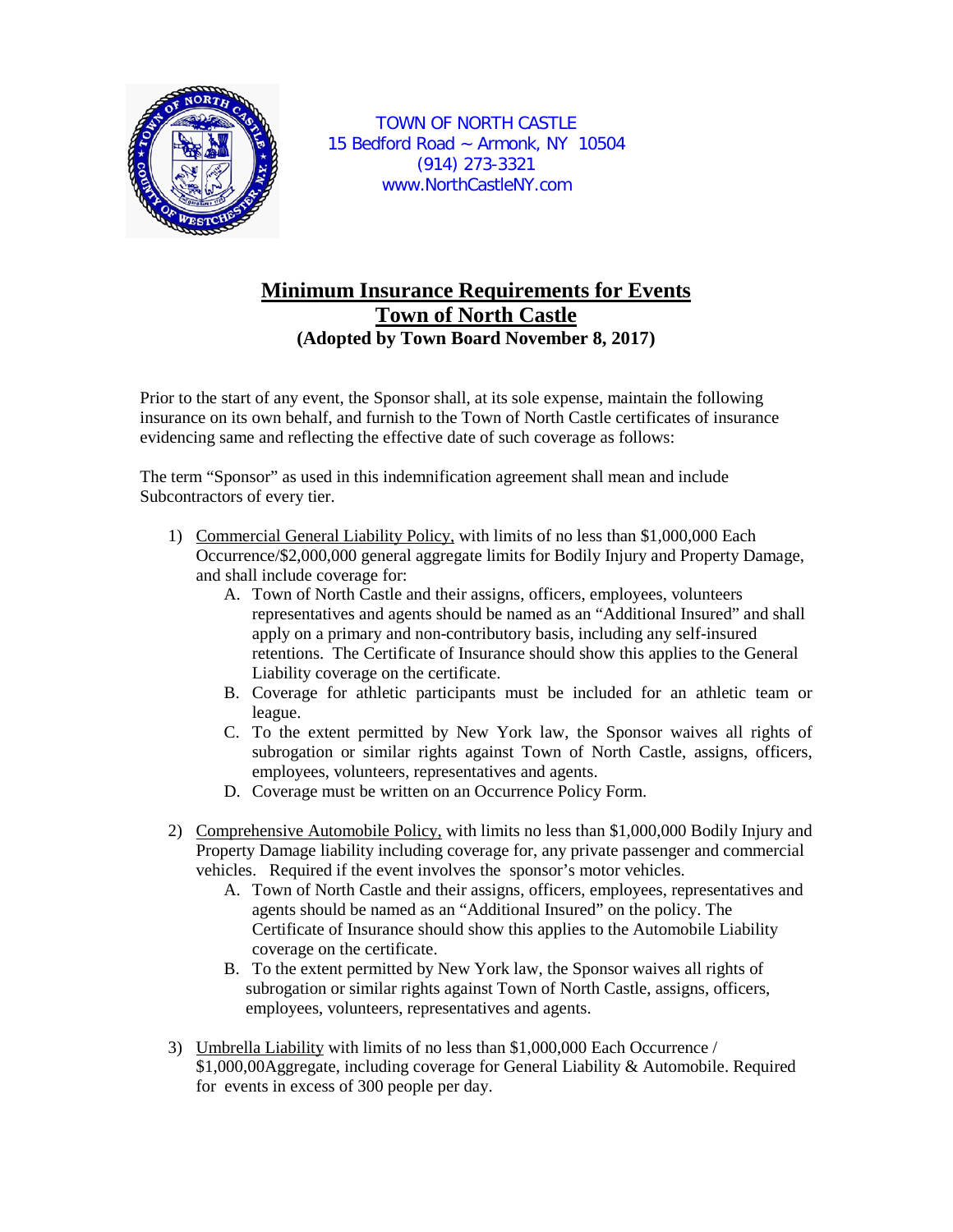TOWN OF NORTH CASTLE
15 Bedford Road ~ Armonk, NY 10504
(914) 273-3321
www.NorthCastleNY.com

# Minimum Insurance Requirements for Events
# Town of North Castle
### (Adopted by Town Board November 8, 2017)

Prior to the start of any event, the Sponsor shall, at its sole expense, maintain the following insurance on its own behalf, and furnish to the Town of North Castle certificates of insurance evidencing same and reflecting the effective date of such coverage as follows:

The term "Sponsor" as used in this indemnification agreement shall mean and include Subcontractors of every tier.

1) Commercial General Liability Policy, with limits of no less than $1,000,000 Each Occurrence/$2,000,000 general aggregate limits for Bodily Injury and Property Damage, and shall include coverage for:
    A. Town of North Castle and their assigns, officers, employees, volunteers representatives and agents should be named as an "Additional Insured" and shall apply on a primary and non-contributory basis, including any self-insured retentions. The Certificate of Insurance should show this applies to the General Liability coverage on the certificate.
    B. Coverage for athletic participants must be included for an athletic team or league.
    C. To the extent permitted by New York law, the Sponsor waives all rights of subrogation or similar rights against Town of North Castle, assigns, officers, employees, volunteers, representatives and agents.
    D. Coverage must be written on an Occurrence Policy Form.

2) Comprehensive Automobile Policy, with limits no less than $1,000,000 Bodily Injury and Property Damage liability including coverage for, any private passenger and commercial vehicles. Required if the event involves the sponsor's motor vehicles.
    A. Town of North Castle and their assigns, officers, employees, representatives and agents should be named as an "Additional Insured" on the policy. The Certificate of Insurance should show this applies to the Automobile Liability coverage on the certificate.
    B. To the extent permitted by New York law, the Sponsor waives all rights of subrogation or similar rights against Town of North Castle, assigns, officers, employees, volunteers, representatives and agents.

3) Umbrella Liability with limits of no less than $1,000,000 Each Occurrence / $1,000,00Aggregate, including coverage for General Liability & Automobile. Required for events in excess of 300 people per day.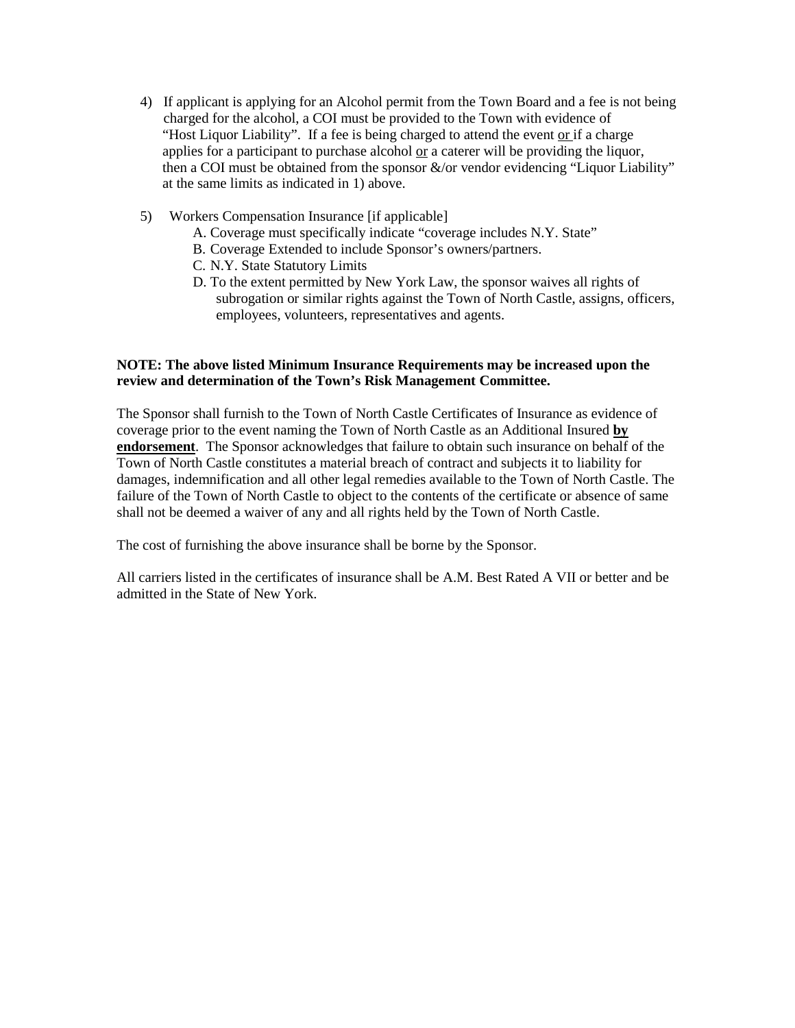4) If applicant is applying for an Alcohol permit from the Town Board and a fee is not being charged for the alcohol, a COI must be provided to the Town with evidence of "Host Liquor Liability". If a fee is being charged to attend the event or if a charge applies for a participant to purchase alcohol or a caterer will be providing the liquor, then a COI must be obtained from the sponsor &/or vendor evidencing "Liquor Liability" at the same limits as indicated in 1) above.

5) Workers Compensation Insurance [if applicable]
   - A. Coverage must specifically indicate "coverage includes N.Y. State"
   - B. Coverage Extended to include Sponsor's owners/partners.
   - C. N.Y. State Statutory Limits
   - D. To the extent permitted by New York Law, the sponsor waives all rights of subrogation or similar rights against the Town of North Castle, assigns, officers, employees, volunteers, representatives and agents.

**NOTE: The above listed Minimum Insurance Requirements may be increased upon the review and determination of the Town's Risk Management Committee.**

The Sponsor shall furnish to the Town of North Castle Certificates of Insurance as evidence of coverage prior to the event naming the Town of North Castle as an Additional Insured **by endorsement**. The Sponsor acknowledges that failure to obtain such insurance on behalf of the Town of North Castle constitutes a material breach of contract and subjects it to liability for damages, indemnification and all other legal remedies available to the Town of North Castle. The failure of the Town of North Castle to object to the contents of the certificate or absence of same shall not be deemed a waiver of any and all rights held by the Town of North Castle.

The cost of furnishing the above insurance shall be borne by the Sponsor.

All carriers listed in the certificates of insurance shall be A.M. Best Rated A VII or better and be admitted in the State of New York.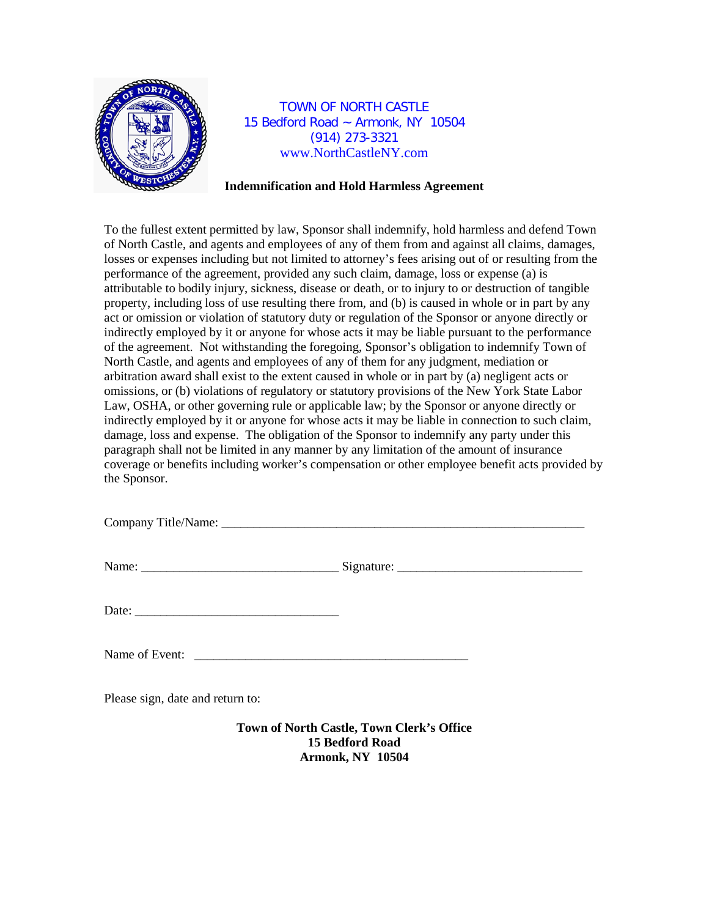TOWN OF NORTH CASTLE
15 Bedford Road ~ Armonk, NY 10504
(914) 273-3321
www.NorthCastleNY.com

**Indemnification and Hold Harmless Agreement**

To the fullest extent permitted by law, Sponsor shall indemnify, hold harmless and defend Town of North Castle, and agents and employees of any of them from and against all claims, damages, losses or expenses including but not limited to attorney's fees arising out of or resulting from the performance of the agreement, provided any such claim, damage, loss or expense (a) is attributable to bodily injury, sickness, disease or death, or to injury to or destruction of tangible property, including loss of use resulting there from, and (b) is caused in whole or in part by any act or omission or violation of statutory duty or regulation of the Sponsor or anyone directly or indirectly employed by it or anyone for whose acts it may be liable pursuant to the performance of the agreement. Not withstanding the foregoing, Sponsor's obligation to indemnify Town of North Castle, and agents and employees of any of them for any judgment, mediation or arbitration award shall exist to the extent caused in whole or in part by (a) negligent acts or omissions, or (b) violations of regulatory or statutory provisions of the New York State Labor Law, OSHA, or other governing rule or applicable law; by the Sponsor or anyone directly or indirectly employed by it or anyone for whose acts it may be liable in connection to such claim, damage, loss and expense. The obligation of the Sponsor to indemnify any party under this paragraph shall not be limited in any manner by any limitation of the amount of insurance coverage or benefits including worker's compensation or other employee benefit acts provided by the Sponsor.

Company Title/Name: ___________________________________________________________

Name: ______________________________ Signature: ____________________________

Date: _______________________________

Name of Event: __________________________________________

Please sign, date and return to:

**Town of North Castle, Town Clerk's Office**
**15 Bedford Road**
**Armonk, NY 10504**